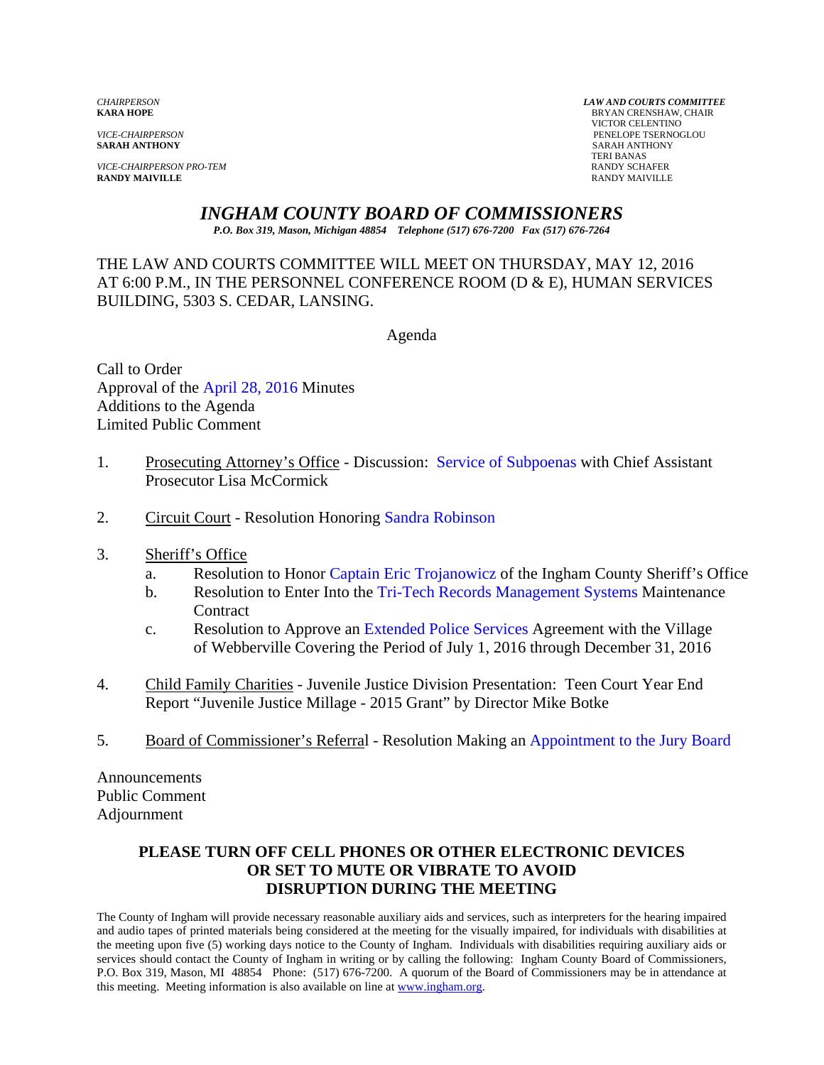*CHAIRPERSON*
**KARA HOPE**

*VICE-CHAIRPERSON*
**SARAH ANTHONY**

*VICE-CHAIRPERSON PRO-TEM*
**RANDY MAIVILLE**

*LAW AND COURTS COMMITTEE*
BRYAN CRENSHAW, CHAIR
VICTOR CELENTINO
PENELOPE TSERNOGLOU
SARAH ANTHONY
TERI BANAS
RANDY SCHAFER
RANDY MAIVILLE

# *INGHAM COUNTY BOARD OF COMMISSIONERS*

*P.O. Box 319, Mason, Michigan 48854 Telephone (517) 676-7200 Fax (517) 676-7264*

THE LAW AND COURTS COMMITTEE WILL MEET ON THURSDAY, MAY 12, 2016 AT 6:00 P.M., IN THE PERSONNEL CONFERENCE ROOM (D & E), HUMAN SERVICES BUILDING, 5303 S. CEDAR, LANSING.

Agenda

Call to Order
Approval of the April 28, 2016 Minutes
Additions to the Agenda
Limited Public Comment

1. Prosecuting Attorney's Office - Discussion: Service of Subpoenas with Chief Assistant Prosecutor Lisa McCormick

2. Circuit Court - Resolution Honoring Sandra Robinson

3. Sheriff's Office
   a. Resolution to Honor Captain Eric Trojanowicz of the Ingham County Sheriff's Office
   b. Resolution to Enter Into the Tri-Tech Records Management Systems Maintenance Contract
   c. Resolution to Approve an Extended Police Services Agreement with the Village of Webberville Covering the Period of July 1, 2016 through December 31, 2016

4. Child Family Charities - Juvenile Justice Division Presentation: Teen Court Year End Report "Juvenile Justice Millage - 2015 Grant" by Director Mike Botke

5. Board of Commissioner's Referral - Resolution Making an Appointment to the Jury Board

Announcements
Public Comment
Adjournment

**PLEASE TURN OFF CELL PHONES OR OTHER ELECTRONIC DEVICES OR SET TO MUTE OR VIBRATE TO AVOID DISRUPTION DURING THE MEETING**

The County of Ingham will provide necessary reasonable auxiliary aids and services, such as interpreters for the hearing impaired and audio tapes of printed materials being considered at the meeting for the visually impaired, for individuals with disabilities at the meeting upon five (5) working days notice to the County of Ingham. Individuals with disabilities requiring auxiliary aids or services should contact the County of Ingham in writing or by calling the following: Ingham County Board of Commissioners, P.O. Box 319, Mason, MI 48854 Phone: (517) 676-7200. A quorum of the Board of Commissioners may be in attendance at this meeting. Meeting information is also available on line at www.ingham.org.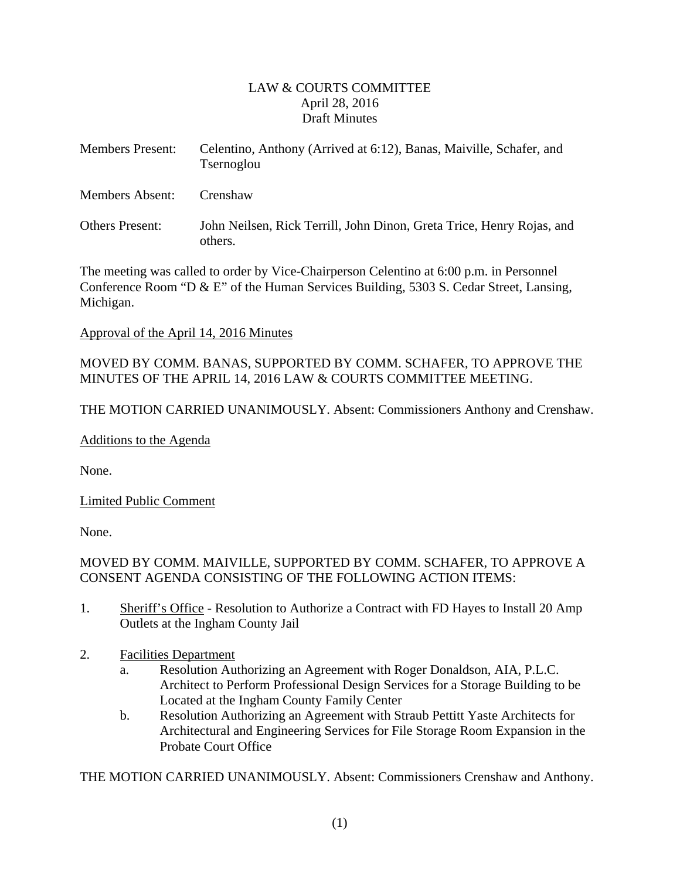# LAW & COURTS COMMITTEE
April 28, 2016
Draft Minutes

Members Present: Celentino, Anthony (Arrived at 6:12), Banas, Maiville, Schafer, and Tsernoglou

Members Absent: Crenshaw

Others Present: John Neilsen, Rick Terrill, John Dinon, Greta Trice, Henry Rojas, and others.

The meeting was called to order by Vice-Chairperson Celentino at 6:00 p.m. in Personnel Conference Room "D & E" of the Human Services Building, 5303 S. Cedar Street, Lansing, Michigan.

Approval of the April 14, 2016 Minutes

MOVED BY COMM. BANAS, SUPPORTED BY COMM. SCHAFER, TO APPROVE THE MINUTES OF THE APRIL 14, 2016 LAW & COURTS COMMITTEE MEETING.

THE MOTION CARRIED UNANIMOUSLY. Absent: Commissioners Anthony and Crenshaw.

Additions to the Agenda

None.

Limited Public Comment

None.

MOVED BY COMM. MAIVILLE, SUPPORTED BY COMM. SCHAFER, TO APPROVE A CONSENT AGENDA CONSISTING OF THE FOLLOWING ACTION ITEMS:

1. Sheriff's Office - Resolution to Authorize a Contract with FD Hayes to Install 20 Amp Outlets at the Ingham County Jail

2. Facilities Department
   a. Resolution Authorizing an Agreement with Roger Donaldson, AIA, P.L.C. Architect to Perform Professional Design Services for a Storage Building to be Located at the Ingham County Family Center
   b. Resolution Authorizing an Agreement with Straub Pettitt Yaste Architects for Architectural and Engineering Services for File Storage Room Expansion in the Probate Court Office

THE MOTION CARRIED UNANIMOUSLY. Absent: Commissioners Crenshaw and Anthony.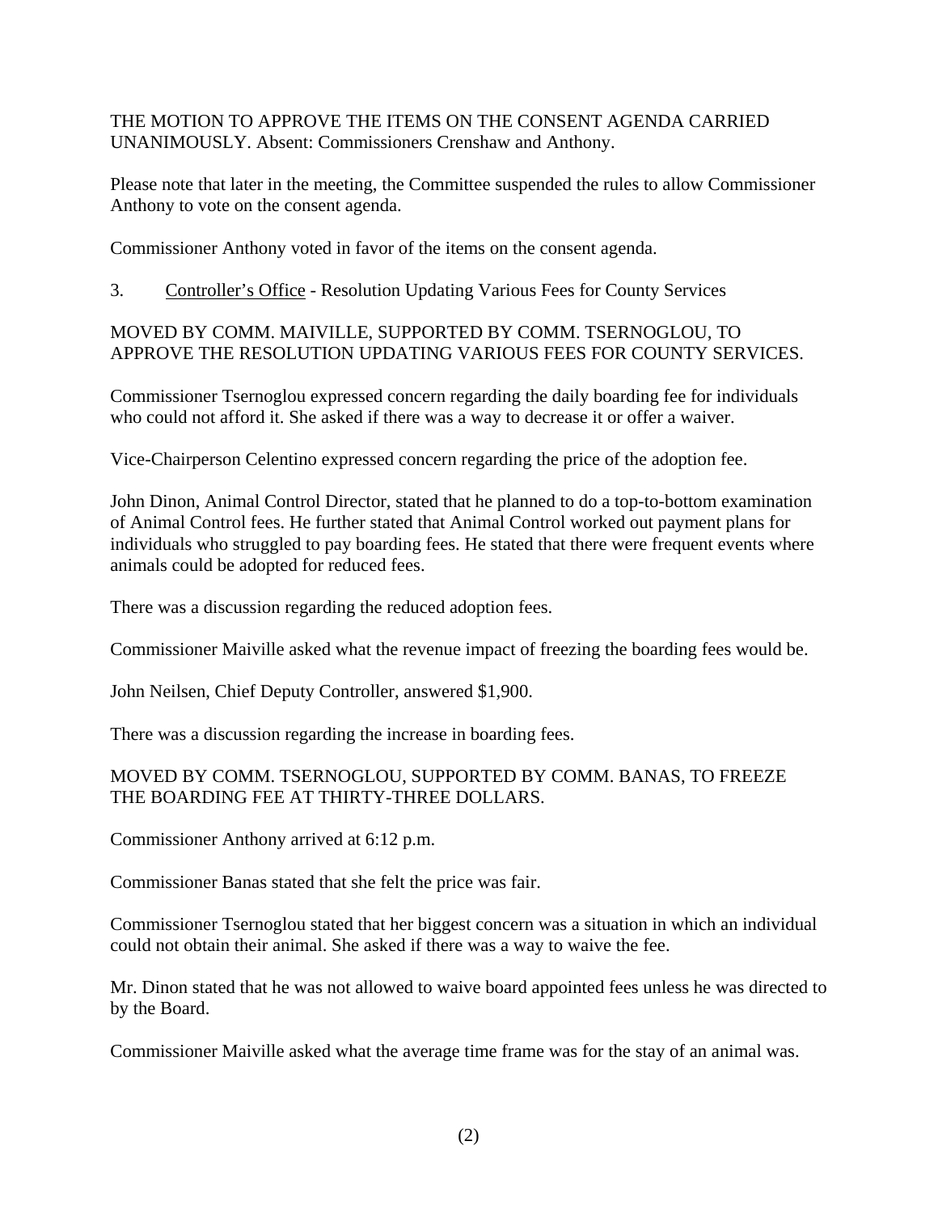THE MOTION TO APPROVE THE ITEMS ON THE CONSENT AGENDA CARRIED UNANIMOUSLY. Absent: Commissioners Crenshaw and Anthony.

Please note that later in the meeting, the Committee suspended the rules to allow Commissioner Anthony to vote on the consent agenda.

Commissioner Anthony voted in favor of the items on the consent agenda.

3. Controller's Office - Resolution Updating Various Fees for County Services

MOVED BY COMM. MAIVILLE, SUPPORTED BY COMM. TSERNOGLOU, TO APPROVE THE RESOLUTION UPDATING VARIOUS FEES FOR COUNTY SERVICES.

Commissioner Tsernoglou expressed concern regarding the daily boarding fee for individuals who could not afford it. She asked if there was a way to decrease it or offer a waiver.

Vice-Chairperson Celentino expressed concern regarding the price of the adoption fee.

John Dinon, Animal Control Director, stated that he planned to do a top-to-bottom examination of Animal Control fees. He further stated that Animal Control worked out payment plans for individuals who struggled to pay boarding fees. He stated that there were frequent events where animals could be adopted for reduced fees.

There was a discussion regarding the reduced adoption fees.

Commissioner Maiville asked what the revenue impact of freezing the boarding fees would be.

John Neilsen, Chief Deputy Controller, answered $1,900.

There was a discussion regarding the increase in boarding fees.

MOVED BY COMM. TSERNOGLOU, SUPPORTED BY COMM. BANAS, TO FREEZE THE BOARDING FEE AT THIRTY-THREE DOLLARS.

Commissioner Anthony arrived at 6:12 p.m.

Commissioner Banas stated that she felt the price was fair.

Commissioner Tsernoglou stated that her biggest concern was a situation in which an individual could not obtain their animal. She asked if there was a way to waive the fee.

Mr. Dinon stated that he was not allowed to waive board appointed fees unless he was directed to by the Board.

Commissioner Maiville asked what the average time frame was for the stay of an animal was.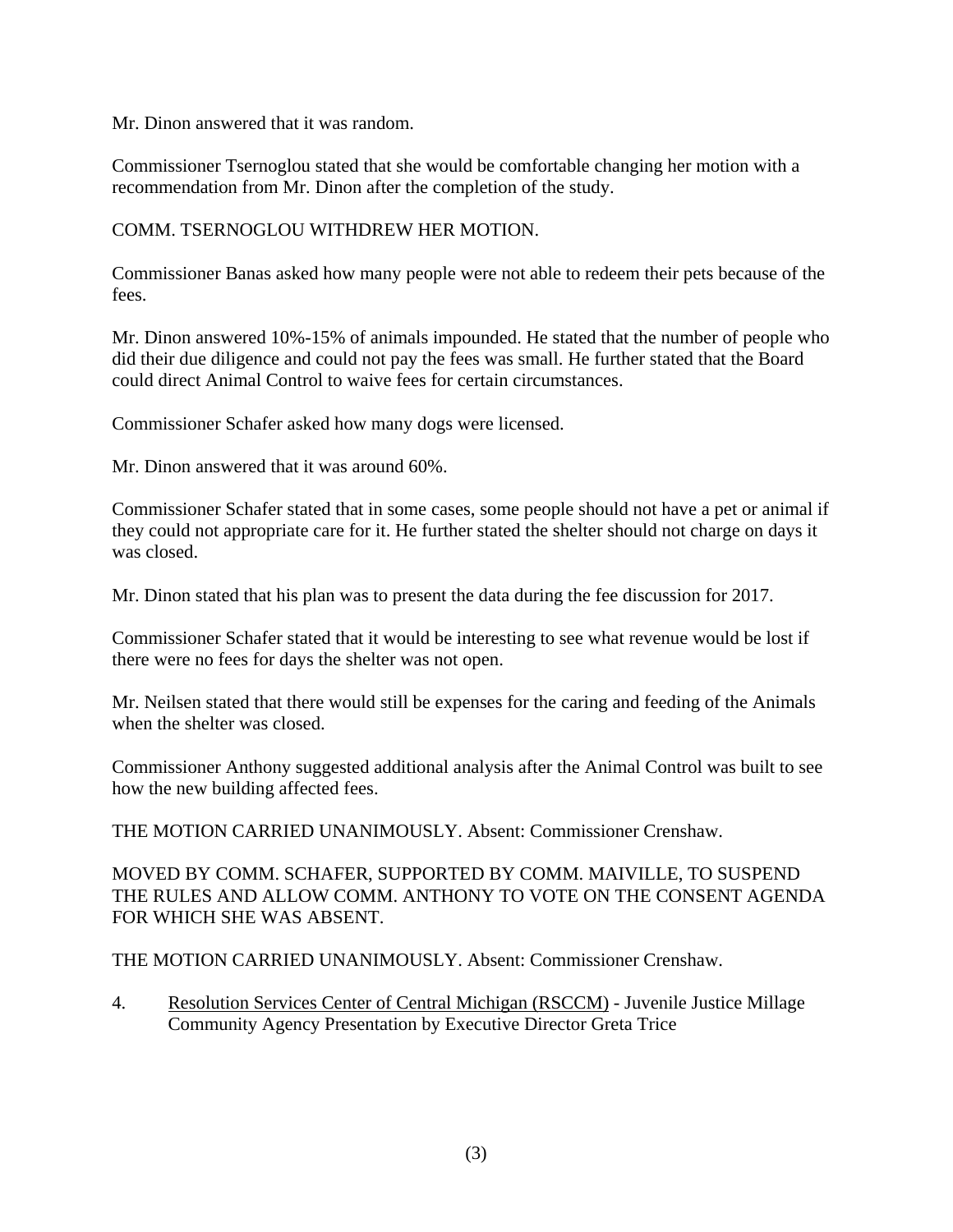Mr. Dinon answered that it was random.

Commissioner Tsernoglou stated that she would be comfortable changing her motion with a recommendation from Mr. Dinon after the completion of the study.

COMM. TSERNOGLOU WITHDREW HER MOTION.

Commissioner Banas asked how many people were not able to redeem their pets because of the fees.

Mr. Dinon answered 10%-15% of animals impounded. He stated that the number of people who did their due diligence and could not pay the fees was small. He further stated that the Board could direct Animal Control to waive fees for certain circumstances.

Commissioner Schafer asked how many dogs were licensed.

Mr. Dinon answered that it was around 60%.

Commissioner Schafer stated that in some cases, some people should not have a pet or animal if they could not appropriate care for it. He further stated the shelter should not charge on days it was closed.

Mr. Dinon stated that his plan was to present the data during the fee discussion for 2017.

Commissioner Schafer stated that it would be interesting to see what revenue would be lost if there were no fees for days the shelter was not open.

Mr. Neilsen stated that there would still be expenses for the caring and feeding of the Animals when the shelter was closed.

Commissioner Anthony suggested additional analysis after the Animal Control was built to see how the new building affected fees.

THE MOTION CARRIED UNANIMOUSLY. Absent: Commissioner Crenshaw.

MOVED BY COMM. SCHAFER, SUPPORTED BY COMM. MAIVILLE, TO SUSPEND THE RULES AND ALLOW COMM. ANTHONY TO VOTE ON THE CONSENT AGENDA FOR WHICH SHE WAS ABSENT.

THE MOTION CARRIED UNANIMOUSLY. Absent: Commissioner Crenshaw.

4. Resolution Services Center of Central Michigan (RSCCM) - Juvenile Justice Millage Community Agency Presentation by Executive Director Greta Trice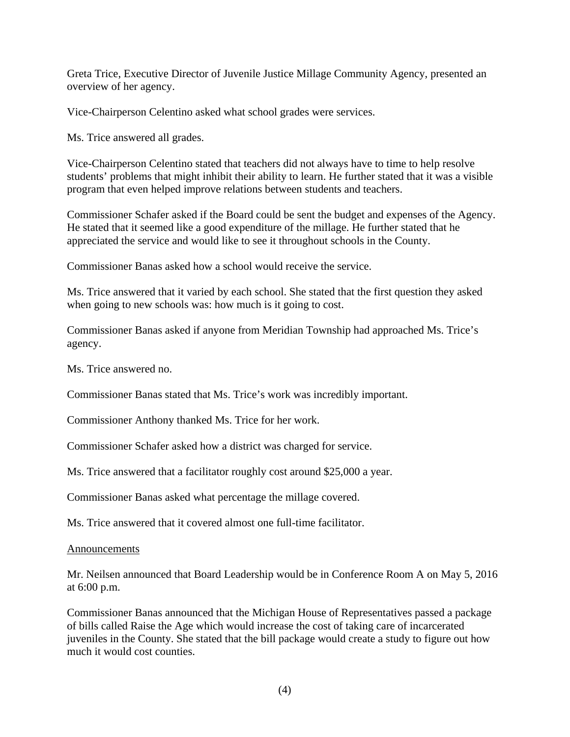Greta Trice, Executive Director of Juvenile Justice Millage Community Agency, presented an overview of her agency.

Vice-Chairperson Celentino asked what school grades were services.

Ms. Trice answered all grades.

Vice-Chairperson Celentino stated that teachers did not always have to time to help resolve students' problems that might inhibit their ability to learn. He further stated that it was a visible program that even helped improve relations between students and teachers.

Commissioner Schafer asked if the Board could be sent the budget and expenses of the Agency. He stated that it seemed like a good expenditure of the millage. He further stated that he appreciated the service and would like to see it throughout schools in the County.

Commissioner Banas asked how a school would receive the service.

Ms. Trice answered that it varied by each school. She stated that the first question they asked when going to new schools was: how much is it going to cost.

Commissioner Banas asked if anyone from Meridian Township had approached Ms. Trice's agency.

Ms. Trice answered no.

Commissioner Banas stated that Ms. Trice's work was incredibly important.

Commissioner Anthony thanked Ms. Trice for her work.

Commissioner Schafer asked how a district was charged for service.

Ms. Trice answered that a facilitator roughly cost around $25,000 a year.

Commissioner Banas asked what percentage the millage covered.

Ms. Trice answered that it covered almost one full-time facilitator.

<u>Announcements</u>

Mr. Neilsen announced that Board Leadership would be in Conference Room A on May 5, 2016 at 6:00 p.m.

Commissioner Banas announced that the Michigan House of Representatives passed a package of bills called Raise the Age which would increase the cost of taking care of incarcerated juveniles in the County. She stated that the bill package would create a study to figure out how much it would cost counties.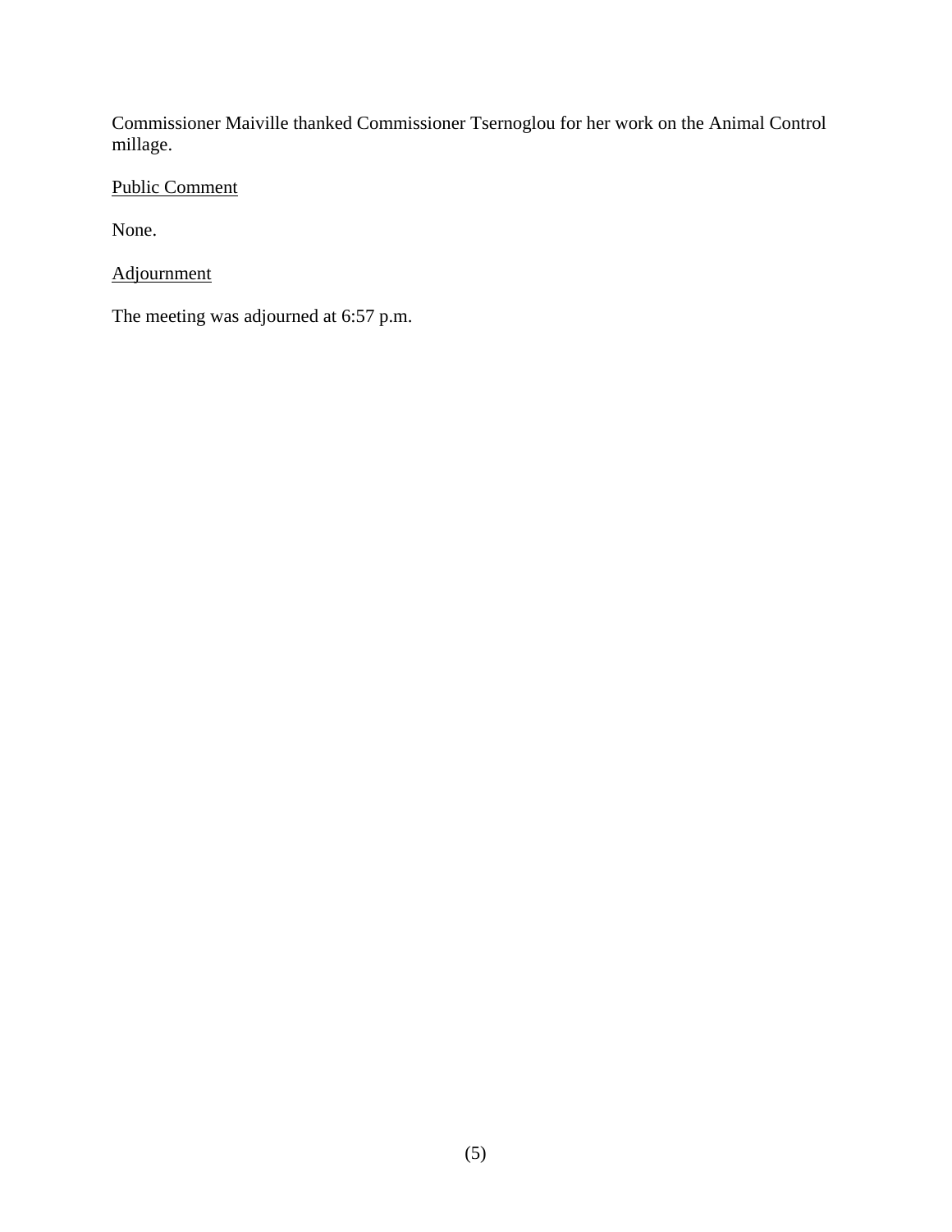Commissioner Maiville thanked Commissioner Tsernoglou for her work on the Animal Control millage.

Public Comment

None.

Adjournment

The meeting was adjourned at 6:57 p.m.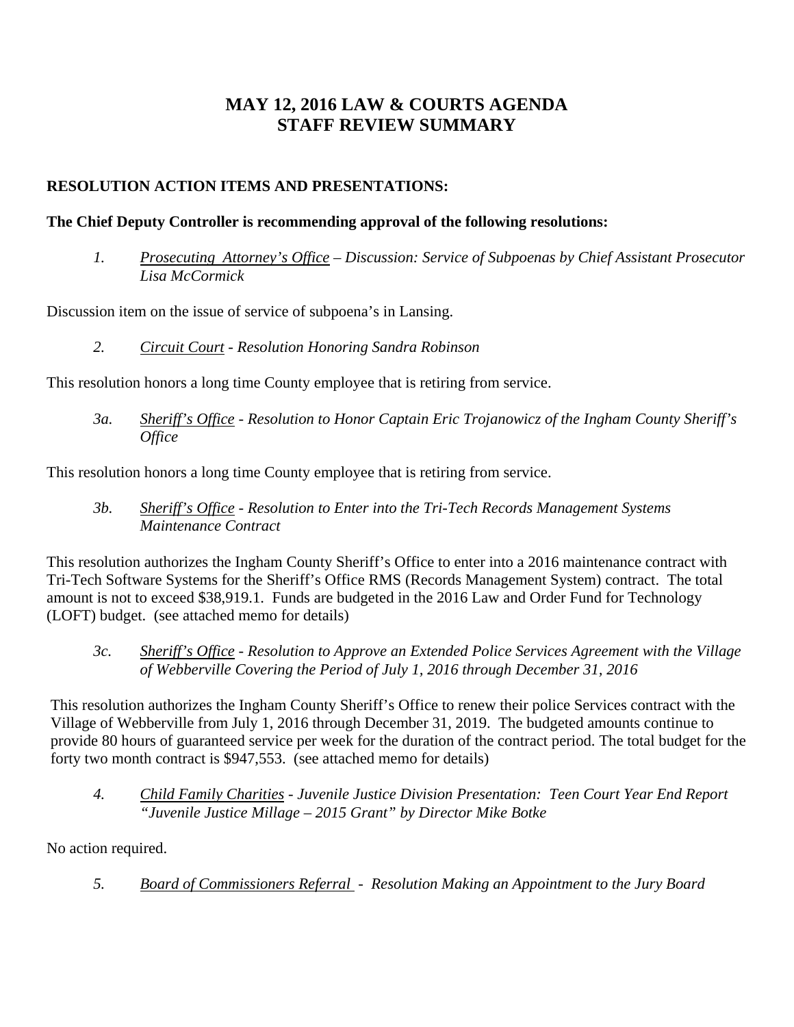# MAY 12, 2016 LAW & COURTS AGENDA
# STAFF REVIEW SUMMARY

**RESOLUTION ACTION ITEMS AND PRESENTATIONS:**

**The Chief Deputy Controller is recommending approval of the following resolutions:**

*1.* *Prosecuting Attorney's Office – Discussion: Service of Subpoenas by Chief Assistant Prosecutor Lisa McCormick*

Discussion item on the issue of service of subpoena's in Lansing.

*2.* *Circuit Court - Resolution Honoring Sandra Robinson*

This resolution honors a long time County employee that is retiring from service.

*3a.* *Sheriff's Office - Resolution to Honor Captain Eric Trojanowicz of the Ingham County Sheriff's Office*

This resolution honors a long time County employee that is retiring from service.

*3b.* *Sheriff's Office - Resolution to Enter into the Tri-Tech Records Management Systems Maintenance Contract*

This resolution authorizes the Ingham County Sheriff's Office to enter into a 2016 maintenance contract with Tri-Tech Software Systems for the Sheriff's Office RMS (Records Management System) contract. The total amount is not to exceed $38,919.1. Funds are budgeted in the 2016 Law and Order Fund for Technology (LOFT) budget. (see attached memo for details)

*3c.* *Sheriff's Office - Resolution to Approve an Extended Police Services Agreement with the Village of Webberville Covering the Period of July 1, 2016 through December 31, 2016*

This resolution authorizes the Ingham County Sheriff's Office to renew their police Services contract with the Village of Webberville from July 1, 2016 through December 31, 2019. The budgeted amounts continue to provide 80 hours of guaranteed service per week for the duration of the contract period. The total budget for the forty two month contract is $947,553. (see attached memo for details)

*4.* *Child Family Charities - Juvenile Justice Division Presentation: Teen Court Year End Report "Juvenile Justice Millage – 2015 Grant" by Director Mike Botke*

No action required.

*5.* *Board of Commissioners Referral - Resolution Making an Appointment to the Jury Board*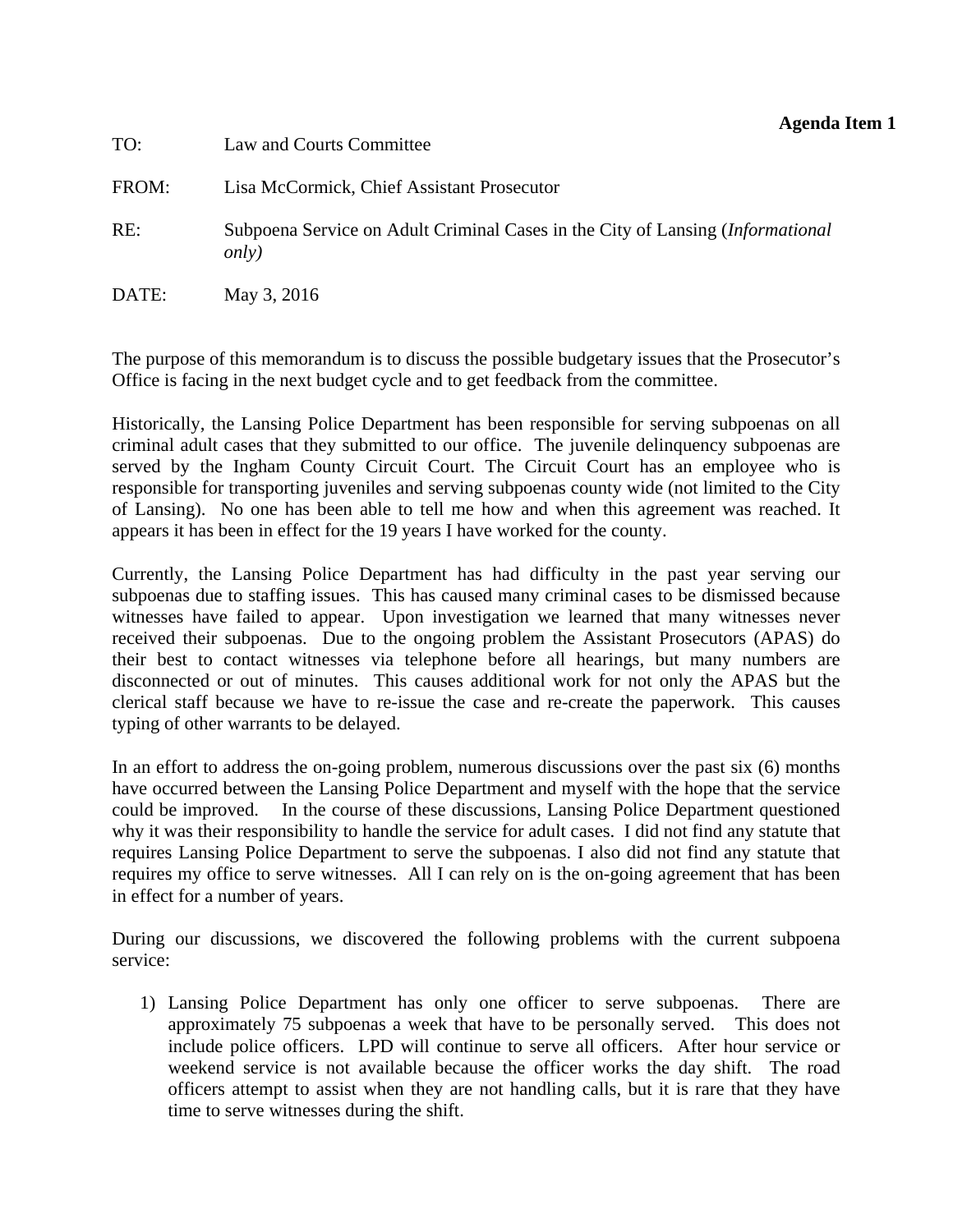**Agenda Item 1**

TO: Law and Courts Committee

FROM: Lisa McCormick, Chief Assistant Prosecutor

RE: Subpoena Service on Adult Criminal Cases in the City of Lansing (*Informational only)*

DATE: May 3, 2016

The purpose of this memorandum is to discuss the possible budgetary issues that the Prosecutor's Office is facing in the next budget cycle and to get feedback from the committee.

Historically, the Lansing Police Department has been responsible for serving subpoenas on all criminal adult cases that they submitted to our office. The juvenile delinquency subpoenas are served by the Ingham County Circuit Court. The Circuit Court has an employee who is responsible for transporting juveniles and serving subpoenas county wide (not limited to the City of Lansing). No one has been able to tell me how and when this agreement was reached. It appears it has been in effect for the 19 years I have worked for the county.

Currently, the Lansing Police Department has had difficulty in the past year serving our subpoenas due to staffing issues. This has caused many criminal cases to be dismissed because witnesses have failed to appear. Upon investigation we learned that many witnesses never received their subpoenas. Due to the ongoing problem the Assistant Prosecutors (APAS) do their best to contact witnesses via telephone before all hearings, but many numbers are disconnected or out of minutes. This causes additional work for not only the APAS but the clerical staff because we have to re-issue the case and re-create the paperwork. This causes typing of other warrants to be delayed.

In an effort to address the on-going problem, numerous discussions over the past six (6) months have occurred between the Lansing Police Department and myself with the hope that the service could be improved. In the course of these discussions, Lansing Police Department questioned why it was their responsibility to handle the service for adult cases. I did not find any statute that requires Lansing Police Department to serve the subpoenas. I also did not find any statute that requires my office to serve witnesses. All I can rely on is the on-going agreement that has been in effect for a number of years.

During our discussions, we discovered the following problems with the current subpoena service:

1) Lansing Police Department has only one officer to serve subpoenas. There are approximately 75 subpoenas a week that have to be personally served. This does not include police officers. LPD will continue to serve all officers. After hour service or weekend service is not available because the officer works the day shift. The road officers attempt to assist when they are not handling calls, but it is rare that they have time to serve witnesses during the shift.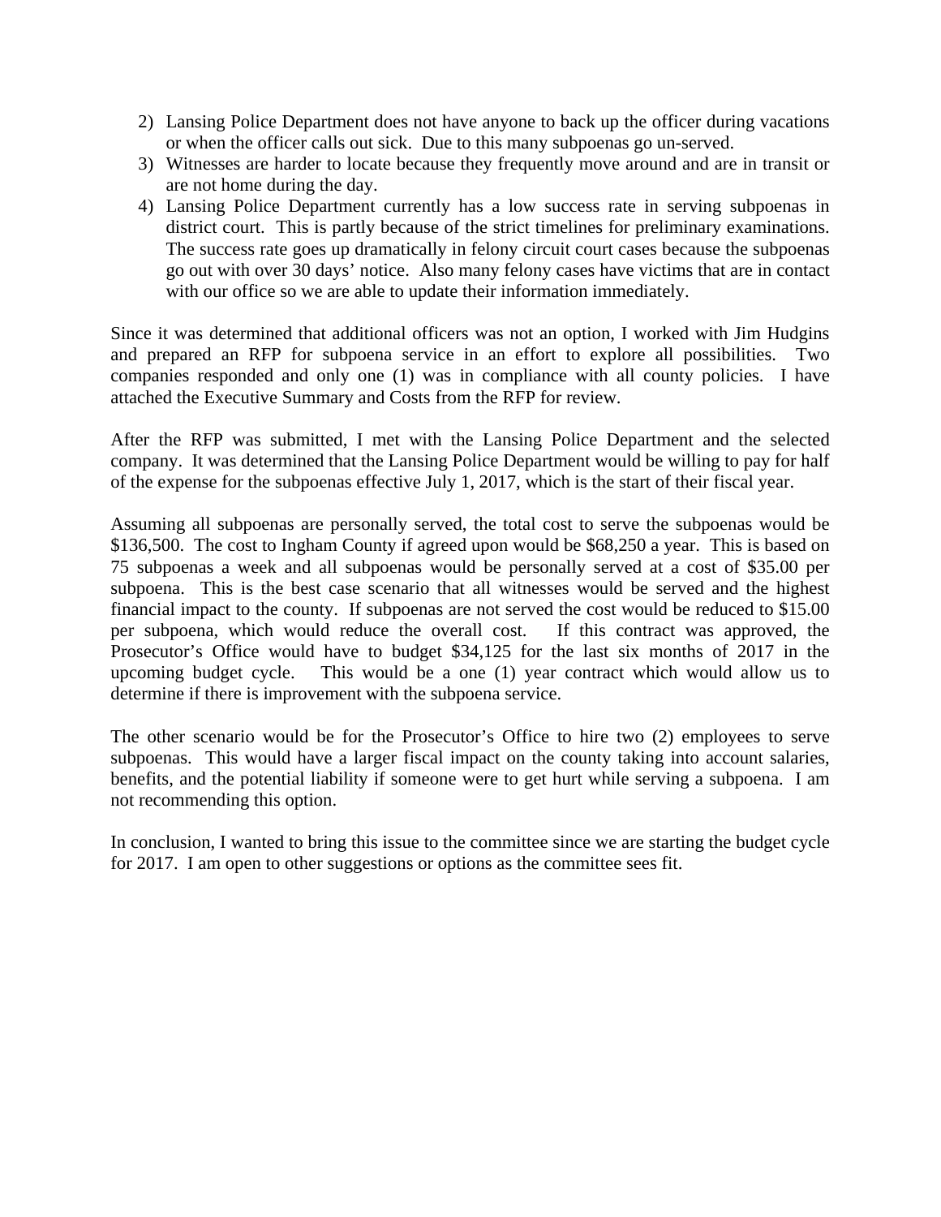2) Lansing Police Department does not have anyone to back up the officer during vacations or when the officer calls out sick. Due to this many subpoenas go un-served.
3) Witnesses are harder to locate because they frequently move around and are in transit or are not home during the day.
4) Lansing Police Department currently has a low success rate in serving subpoenas in district court. This is partly because of the strict timelines for preliminary examinations. The success rate goes up dramatically in felony circuit court cases because the subpoenas go out with over 30 days' notice. Also many felony cases have victims that are in contact with our office so we are able to update their information immediately.

Since it was determined that additional officers was not an option, I worked with Jim Hudgins and prepared an RFP for subpoena service in an effort to explore all possibilities. Two companies responded and only one (1) was in compliance with all county policies. I have attached the Executive Summary and Costs from the RFP for review.

After the RFP was submitted, I met with the Lansing Police Department and the selected company. It was determined that the Lansing Police Department would be willing to pay for half of the expense for the subpoenas effective July 1, 2017, which is the start of their fiscal year.

Assuming all subpoenas are personally served, the total cost to serve the subpoenas would be \$136,500. The cost to Ingham County if agreed upon would be \$68,250 a year. This is based on 75 subpoenas a week and all subpoenas would be personally served at a cost of \$35.00 per subpoena. This is the best case scenario that all witnesses would be served and the highest financial impact to the county. If subpoenas are not served the cost would be reduced to \$15.00 per subpoena, which would reduce the overall cost. If this contract was approved, the Prosecutor's Office would have to budget \$34,125 for the last six months of 2017 in the upcoming budget cycle. This would be a one (1) year contract which would allow us to determine if there is improvement with the subpoena service.

The other scenario would be for the Prosecutor's Office to hire two (2) employees to serve subpoenas. This would have a larger fiscal impact on the county taking into account salaries, benefits, and the potential liability if someone were to get hurt while serving a subpoena. I am not recommending this option.

In conclusion, I wanted to bring this issue to the committee since we are starting the budget cycle for 2017. I am open to other suggestions or options as the committee sees fit.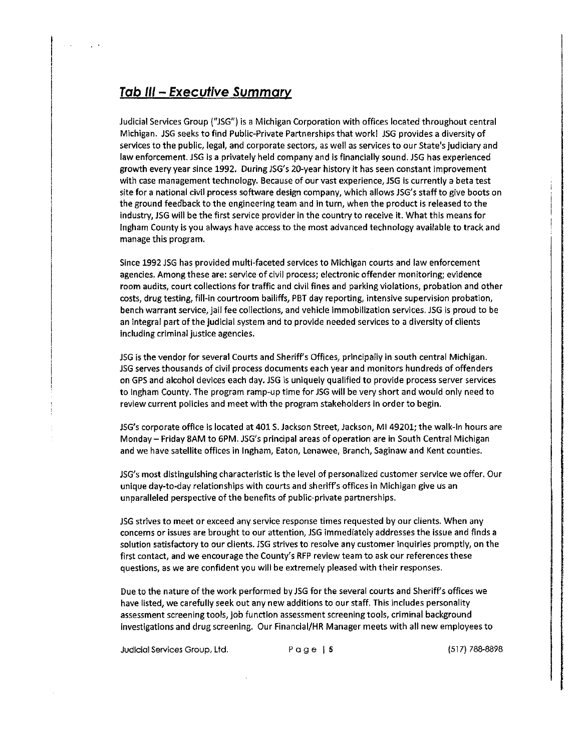## *Tab III – Executive Summary*

Judicial Services Group ("JSG") is a Michigan Corporation with offices located throughout central Michigan. JSG seeks to find Public-Private Partnerships that work! JSG provides a diversity of services to the public, legal, and corporate sectors, as well as services to our State's judiciary and law enforcement. JSG is a privately held company and is financially sound. JSG has experienced growth every year since 1992. During JSG's 20-year history it has seen constant improvement with case management technology. Because of our vast experience, JSG is currently a beta test site for a national civil process software design company, which allows JSG's staff to give boots on the ground feedback to the engineering team and in turn, when the product is released to the industry, JSG will be the first service provider in the country to receive it. What this means for Ingham County is you always have access to the most advanced technology available to track and manage this program.

Since 1992 JSG has provided multi-faceted services to Michigan courts and law enforcement agencies. Among these are: service of civil process; electronic offender monitoring; evidence room audits, court collections for traffic and civil fines and parking violations, probation and other costs, drug testing, fill-in courtroom bailiffs, PBT day reporting, intensive supervision probation, bench warrant service, jail fee collections, and vehicle immobilization services. JSG is proud to be an integral part of the judicial system and to provide needed services to a diversity of clients including criminal justice agencies.

JSG is the vendor for several Courts and Sheriff's Offices, principally in south central Michigan. JSG serves thousands of civil process documents each year and monitors hundreds of offenders on GPS and alcohol devices each day. JSG is uniquely qualified to provide process server services to Ingham County. The program ramp-up time for JSG will be very short and would only need to review current policies and meet with the program stakeholders in order to begin.

JSG's corporate office is located at 401 S. Jackson Street, Jackson, MI 49201; the walk-in hours are Monday – Friday 8AM to 6PM. JSG's principal areas of operation are in South Central Michigan and we have satellite offices in Ingham, Eaton, Lenawee, Branch, Saginaw and Kent counties.

JSG's most distinguishing characteristic is the level of personalized customer service we offer. Our unique day-to-day relationships with courts and sheriff's offices in Michigan give us an unparalleled perspective of the benefits of public-private partnerships.

JSG strives to meet or exceed any service response times requested by our clients. When any concerns or issues are brought to our attention, JSG immediately addresses the issue and finds a solution satisfactory to our clients. JSG strives to resolve any customer inquiries promptly, on the first contact, and we encourage the County's RFP review team to ask our references these questions, as we are confident you will be extremely pleased with their responses.

Due to the nature of the work performed by JSG for the several courts and Sheriff's offices we have listed, we carefully seek out any new additions to our staff. This includes personality assessment screening tools, job function assessment screening tools, criminal background investigations and drug screening. Our Financial/HR Manager meets with all new employees to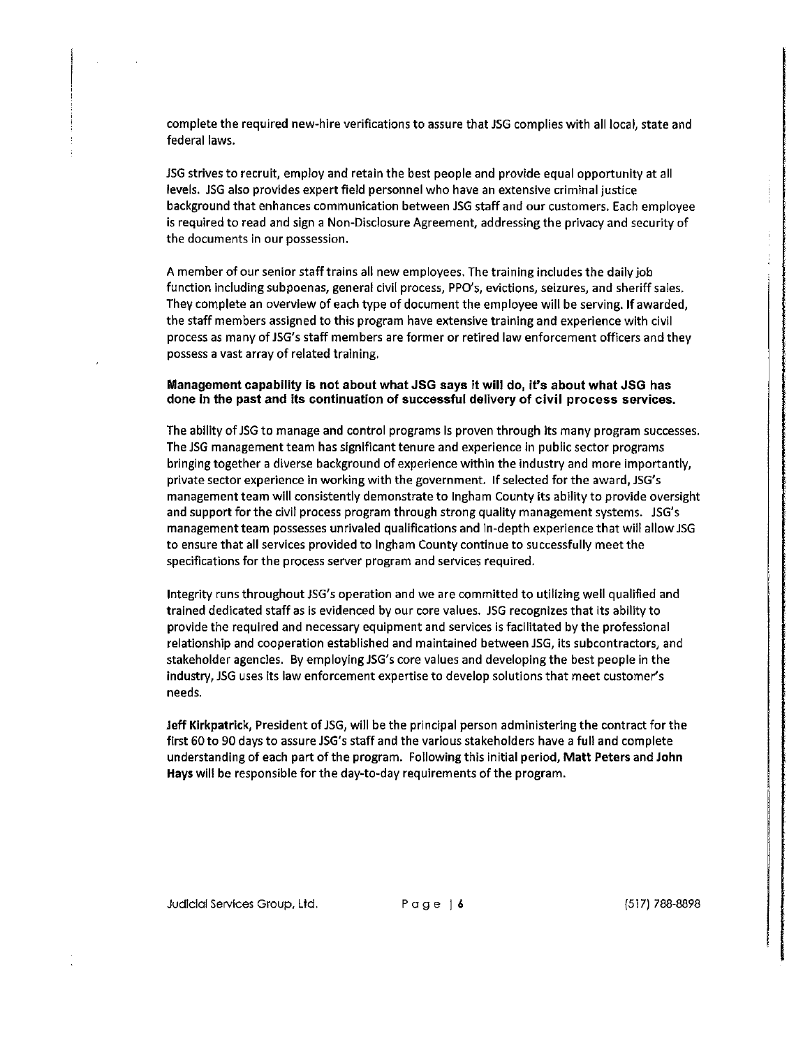complete the required new-hire verifications to assure that JSG complies with all local, state and federal laws.

JSG strives to recruit, employ and retain the best people and provide equal opportunity at all levels. JSG also provides expert field personnel who have an extensive criminal justice background that enhances communication between JSG staff and our customers. Each employee is required to read and sign a Non-Disclosure Agreement, addressing the privacy and security of the documents in our possession.

A member of our senior staff trains all new employees. The training includes the daily job function including subpoenas, general civil process, PPO's, evictions, seizures, and sheriff sales. They complete an overview of each type of document the employee will be serving. If awarded, the staff members assigned to this program have extensive training and experience with civil process as many of JSG's staff members are former or retired law enforcement officers and they possess a vast array of related training.

**Management capability is not about what JSG says it will do, it's about what JSG has done in the past and its continuation of successful delivery of civil process services.**

The ability of JSG to manage and control programs is proven through its many program successes. The JSG management team has significant tenure and experience in public sector programs bringing together a diverse background of experience within the industry and more importantly, private sector experience in working with the government. If selected for the award, JSG's management team will consistently demonstrate to Ingham County its ability to provide oversight and support for the civil process program through strong quality management systems. JSG's management team possesses unrivaled qualifications and in-depth experience that will allow JSG to ensure that all services provided to Ingham County continue to successfully meet the specifications for the process server program and services required.

Integrity runs throughout JSG's operation and we are committed to utilizing well qualified and trained dedicated staff as is evidenced by our core values. JSG recognizes that its ability to provide the required and necessary equipment and services is facilitated by the professional relationship and cooperation established and maintained between JSG, its subcontractors, and stakeholder agencies. By employing JSG's core values and developing the best people in the industry, JSG uses its law enforcement expertise to develop solutions that meet customer's needs.

**Jeff Kirkpatrick**, President of JSG, will be the principal person administering the contract for the first 60 to 90 days to assure JSG's staff and the various stakeholders have a full and complete understanding of each part of the program. Following this initial period, **Matt Peters** and **John Hays** will be responsible for the day-to-day requirements of the program.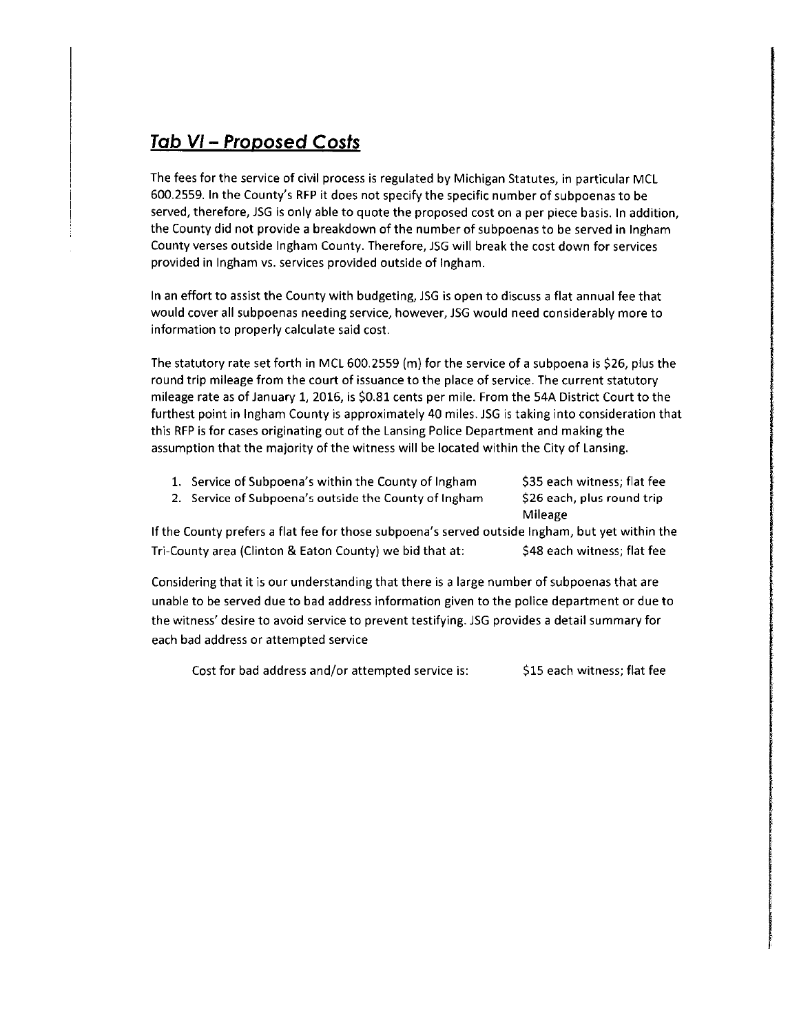## *Tab VI – Proposed Costs*

The fees for the service of civil process is regulated by Michigan Statutes, in particular MCL 600.2559. In the County's RFP it does not specify the specific number of subpoenas to be served, therefore, JSG is only able to quote the proposed cost on a per piece basis. In addition, the County did not provide a breakdown of the number of subpoenas to be served in Ingham County verses outside Ingham County. Therefore, JSG will break the cost down for services provided in Ingham vs. services provided outside of Ingham.

In an effort to assist the County with budgeting, JSG is open to discuss a flat annual fee that would cover all subpoenas needing service, however, JSG would need considerably more to information to properly calculate said cost.

The statutory rate set forth in MCL 600.2559 (m) for the service of a subpoena is $26, plus the round trip mileage from the court of issuance to the place of service. The current statutory mileage rate as of January 1, 2016, is $0.81 cents per mile. From the 54A District Court to the furthest point in Ingham County is approximately 40 miles. JSG is taking into consideration that this RFP is for cases originating out of the Lansing Police Department and making the assumption that the majority of the witness will be located within the City of Lansing.

1. Service of Subpoena's within the County of Ingham — $35 each witness; flat fee
2. Service of Subpoena's outside the County of Ingham — $26 each, plus round trip Mileage

If the County prefers a flat fee for those subpoena's served outside Ingham, but yet within the Tri-County area (Clinton & Eaton County) we bid that at: $48 each witness; flat fee

Considering that it is our understanding that there is a large number of subpoenas that are unable to be served due to bad address information given to the police department or due to the witness' desire to avoid service to prevent testifying. JSG provides a detail summary for each bad address or attempted service

Cost for bad address and/or attempted service is: $15 each witness; flat fee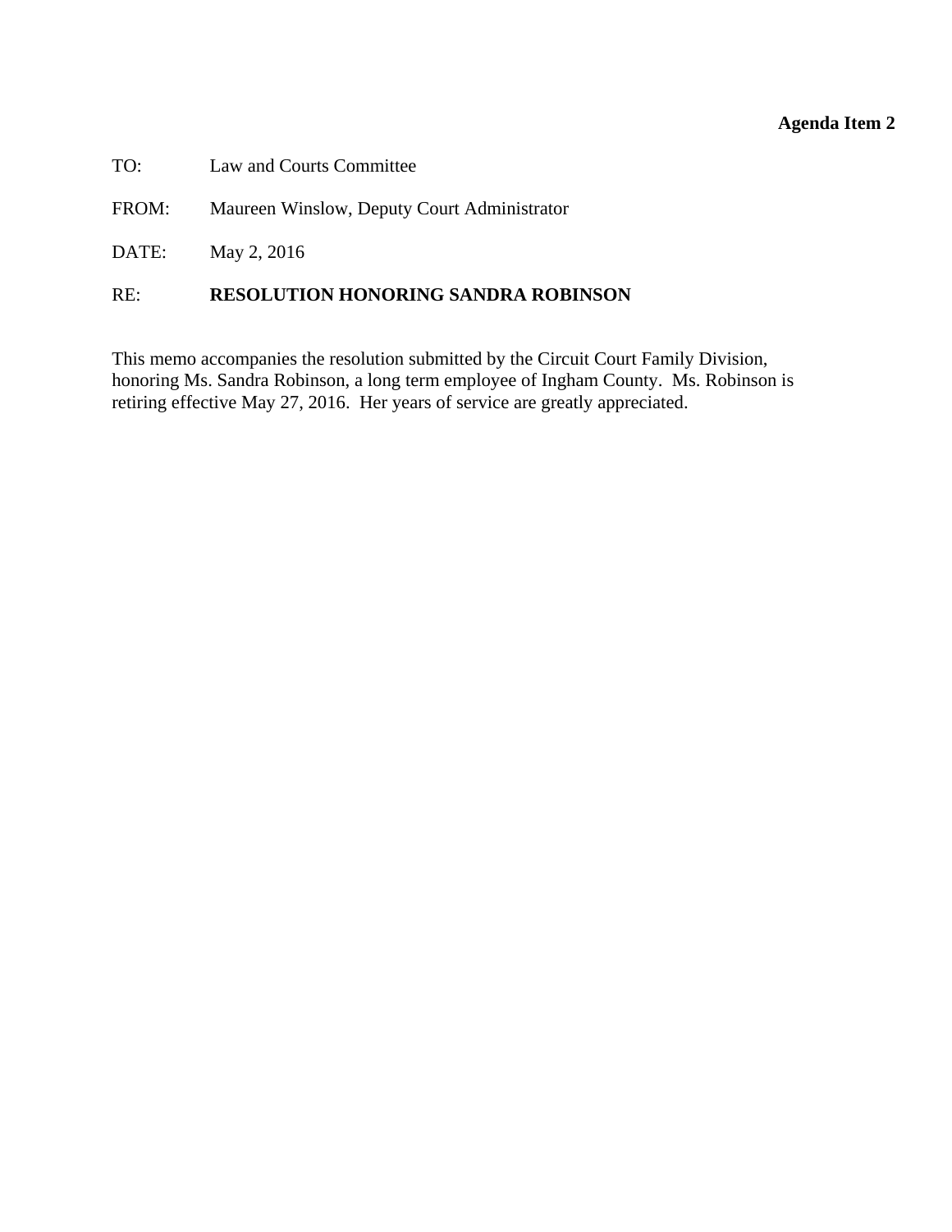**Agenda Item 2**

TO: Law and Courts Committee

FROM: Maureen Winslow, Deputy Court Administrator

DATE: May 2, 2016

RE: **RESOLUTION HONORING SANDRA ROBINSON**

This memo accompanies the resolution submitted by the Circuit Court Family Division, honoring Ms. Sandra Robinson, a long term employee of Ingham County. Ms. Robinson is retiring effective May 27, 2016. Her years of service are greatly appreciated.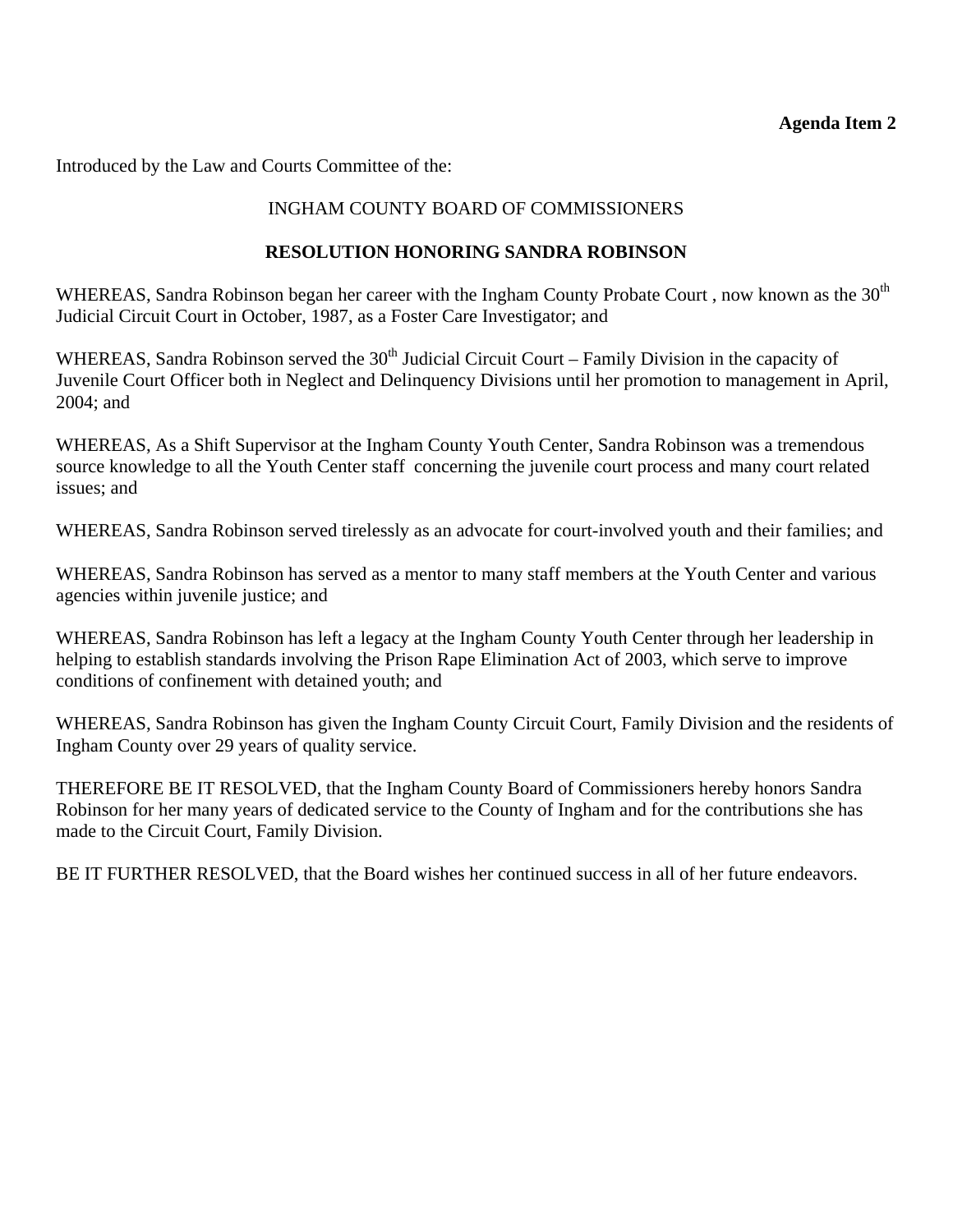**Agenda Item 2**

Introduced by the Law and Courts Committee of the:

INGHAM COUNTY BOARD OF COMMISSIONERS

**RESOLUTION HONORING SANDRA ROBINSON**

WHEREAS, Sandra Robinson began her career with the Ingham County Probate Court , now known as the 30th Judicial Circuit Court in October, 1987, as a Foster Care Investigator; and

WHEREAS, Sandra Robinson served the 30th Judicial Circuit Court – Family Division in the capacity of Juvenile Court Officer both in Neglect and Delinquency Divisions until her promotion to management in April, 2004; and

WHEREAS, As a Shift Supervisor at the Ingham County Youth Center, Sandra Robinson was a tremendous source knowledge to all the Youth Center staff concerning the juvenile court process and many court related issues; and

WHEREAS, Sandra Robinson served tirelessly as an advocate for court-involved youth and their families; and

WHEREAS, Sandra Robinson has served as a mentor to many staff members at the Youth Center and various agencies within juvenile justice; and

WHEREAS, Sandra Robinson has left a legacy at the Ingham County Youth Center through her leadership in helping to establish standards involving the Prison Rape Elimination Act of 2003, which serve to improve conditions of confinement with detained youth; and

WHEREAS, Sandra Robinson has given the Ingham County Circuit Court, Family Division and the residents of Ingham County over 29 years of quality service.

THEREFORE BE IT RESOLVED, that the Ingham County Board of Commissioners hereby honors Sandra Robinson for her many years of dedicated service to the County of Ingham and for the contributions she has made to the Circuit Court, Family Division.

BE IT FURTHER RESOLVED, that the Board wishes her continued success in all of her future endeavors.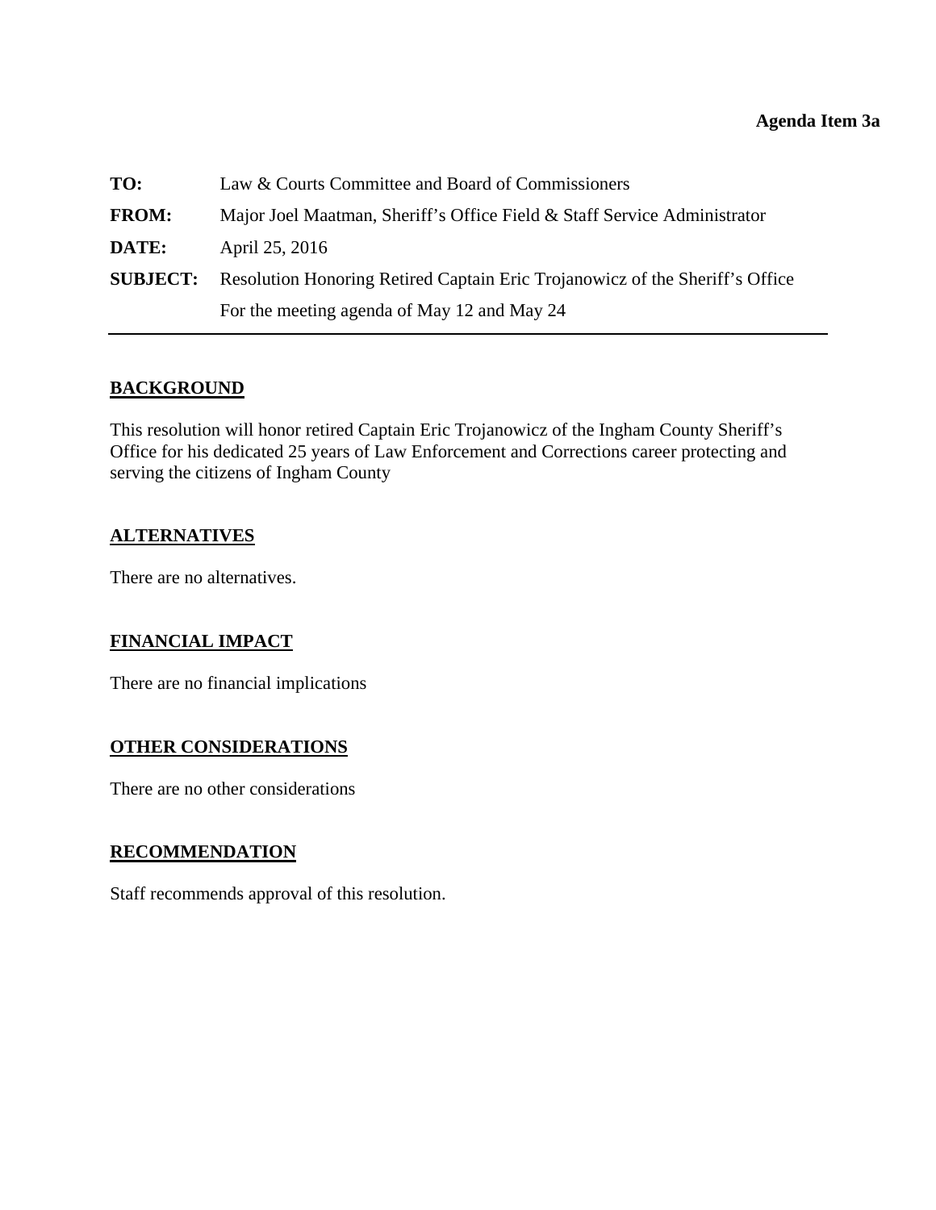**Agenda Item 3a**

| | |
|---|---|
| **TO:** | Law & Courts Committee and Board of Commissioners |
| **FROM:** | Major Joel Maatman, Sheriff's Office Field & Staff Service Administrator |
| **DATE:** | April 25, 2016 |
| **SUBJECT:** | Resolution Honoring Retired Captain Eric Trojanowicz of the Sheriff's Office For the meeting agenda of May 12 and May 24 |

## BACKGROUND

This resolution will honor retired Captain Eric Trojanowicz of the Ingham County Sheriff's Office for his dedicated 25 years of Law Enforcement and Corrections career protecting and serving the citizens of Ingham County

## ALTERNATIVES

There are no alternatives.

## FINANCIAL IMPACT

There are no financial implications

## OTHER CONSIDERATIONS

There are no other considerations

## RECOMMENDATION

Staff recommends approval of this resolution.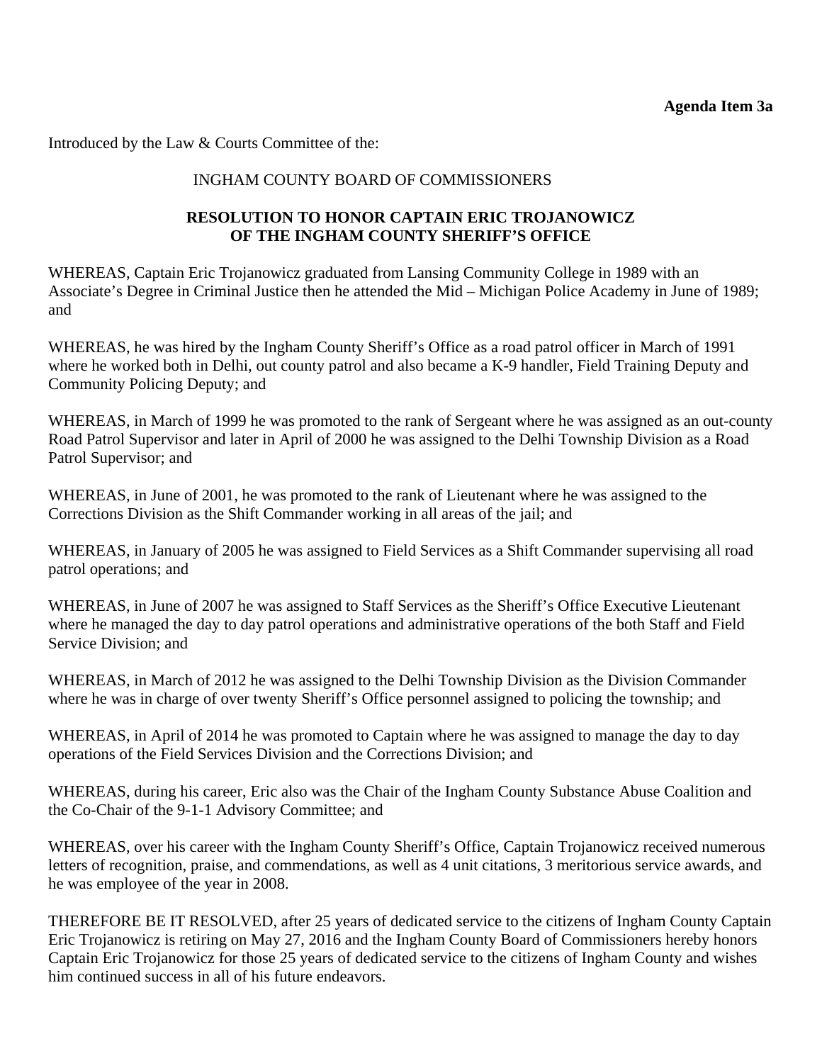**Agenda Item 3a**

Introduced by the Law & Courts Committee of the:

INGHAM COUNTY BOARD OF COMMISSIONERS

**RESOLUTION TO HONOR CAPTAIN ERIC TROJANOWICZ OF THE INGHAM COUNTY SHERIFF'S OFFICE**

WHEREAS, Captain Eric Trojanowicz graduated from Lansing Community College in 1989 with an Associate's Degree in Criminal Justice then he attended the Mid – Michigan Police Academy in June of 1989; and

WHEREAS, he was hired by the Ingham County Sheriff's Office as a road patrol officer in March of 1991 where he worked both in Delhi, out county patrol and also became a K-9 handler, Field Training Deputy and Community Policing Deputy; and

WHEREAS, in March of 1999 he was promoted to the rank of Sergeant where he was assigned as an out-county Road Patrol Supervisor and later in April of 2000 he was assigned to the Delhi Township Division as a Road Patrol Supervisor; and

WHEREAS, in June of 2001, he was promoted to the rank of Lieutenant where he was assigned to the Corrections Division as the Shift Commander working in all areas of the jail; and

WHEREAS, in January of 2005 he was assigned to Field Services as a Shift Commander supervising all road patrol operations; and

WHEREAS, in June of 2007 he was assigned to Staff Services as the Sheriff's Office Executive Lieutenant where he managed the day to day patrol operations and administrative operations of the both Staff and Field Service Division; and

WHEREAS, in March of 2012 he was assigned to the Delhi Township Division as the Division Commander where he was in charge of over twenty Sheriff's Office personnel assigned to policing the township; and

WHEREAS, in April of 2014 he was promoted to Captain where he was assigned to manage the day to day operations of the Field Services Division and the Corrections Division; and

WHEREAS, during his career, Eric also was the Chair of the Ingham County Substance Abuse Coalition and the Co-Chair of the 9-1-1 Advisory Committee; and

WHEREAS, over his career with the Ingham County Sheriff's Office, Captain Trojanowicz received numerous letters of recognition, praise, and commendations, as well as 4 unit citations, 3 meritorious service awards, and he was employee of the year in 2008.

THEREFORE BE IT RESOLVED, after 25 years of dedicated service to the citizens of Ingham County Captain Eric Trojanowicz is retiring on May 27, 2016 and the Ingham County Board of Commissioners hereby honors Captain Eric Trojanowicz for those 25 years of dedicated service to the citizens of Ingham County and wishes him continued success in all of his future endeavors.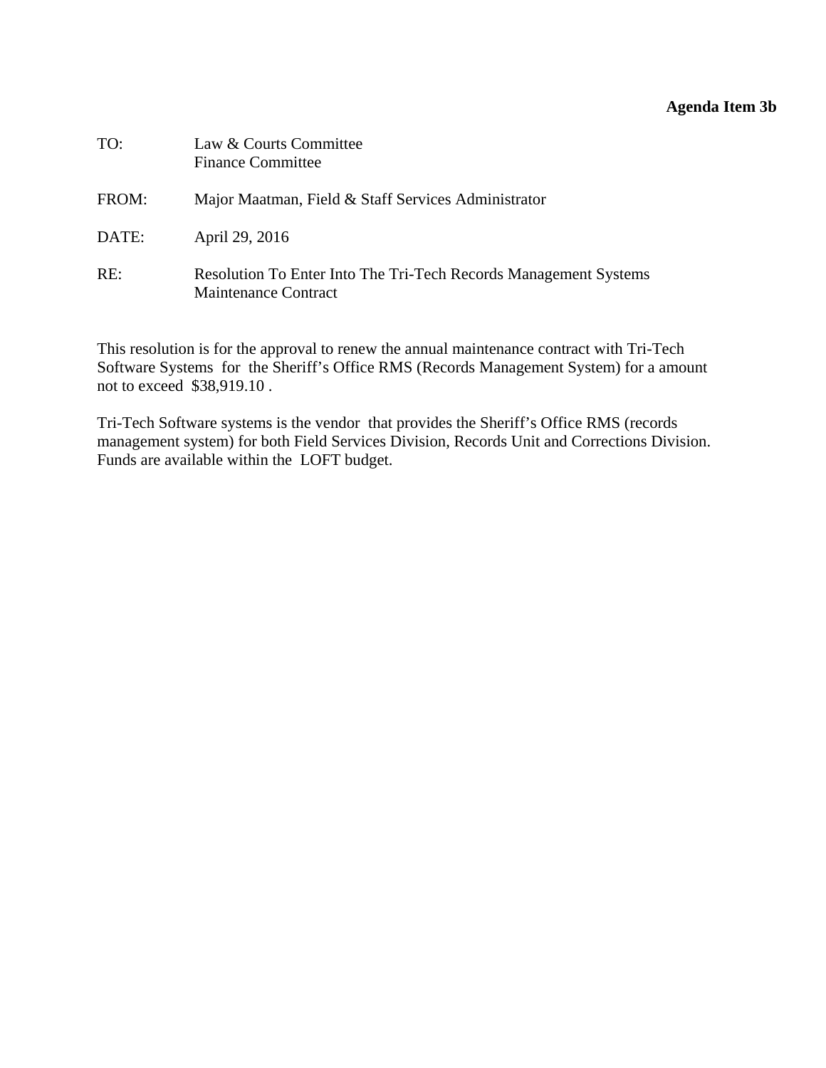**Agenda Item 3b**

TO: Law & Courts Committee
Finance Committee

FROM: Major Maatman, Field & Staff Services Administrator

DATE: April 29, 2016

RE: Resolution To Enter Into The Tri-Tech Records Management Systems Maintenance Contract

This resolution is for the approval to renew the annual maintenance contract with Tri-Tech Software Systems for the Sheriff's Office RMS (Records Management System) for a amount not to exceed $38,919.10 .

Tri-Tech Software systems is the vendor that provides the Sheriff's Office RMS (records management system) for both Field Services Division, Records Unit and Corrections Division. Funds are available within the LOFT budget.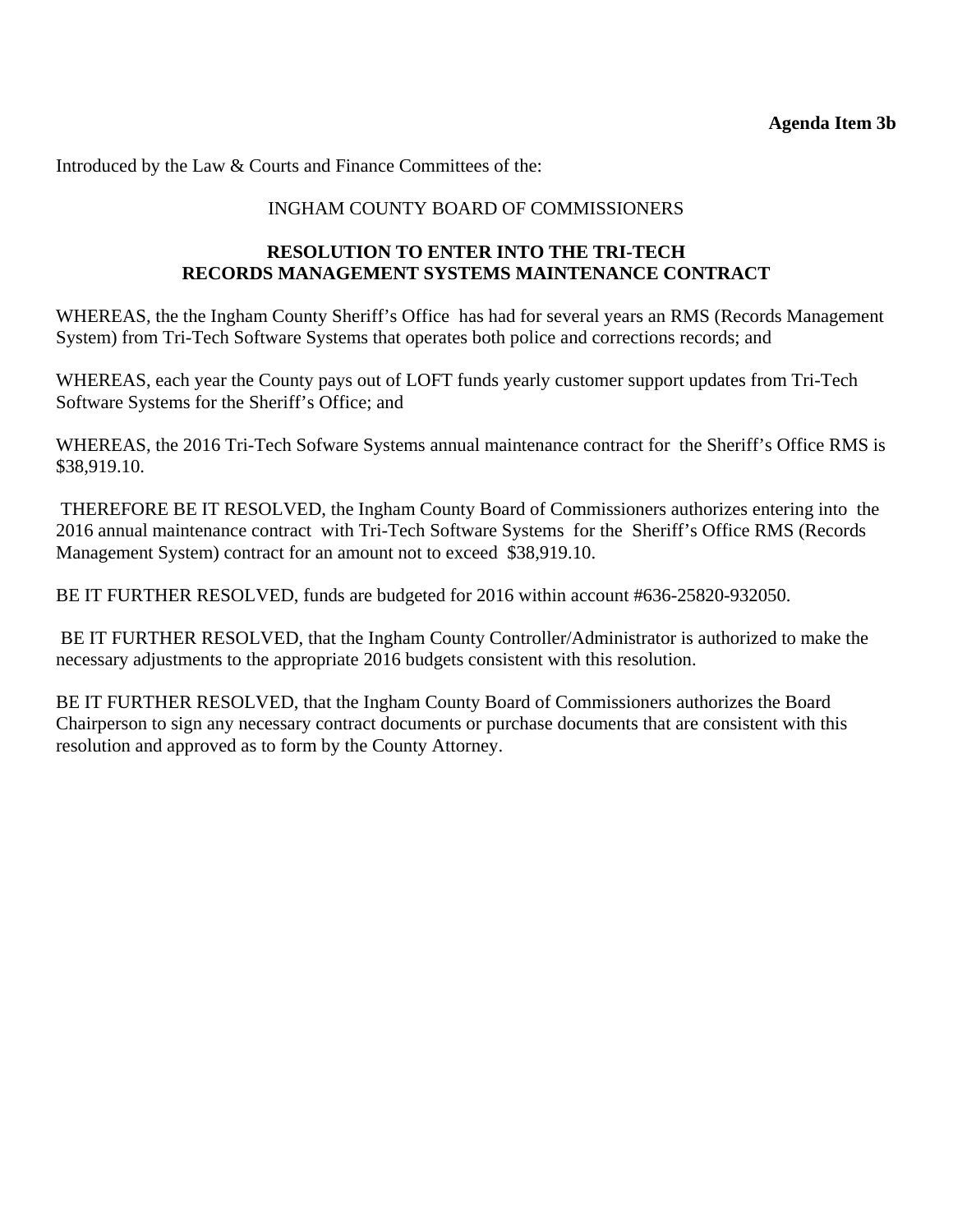**Agenda Item 3b**

Introduced by the Law & Courts and Finance Committees of the:

INGHAM COUNTY BOARD OF COMMISSIONERS

**RESOLUTION TO ENTER INTO THE TRI-TECH RECORDS MANAGEMENT SYSTEMS MAINTENANCE CONTRACT**

WHEREAS, the the Ingham County Sheriff's Office has had for several years an RMS (Records Management System) from Tri-Tech Software Systems that operates both police and corrections records; and

WHEREAS, each year the County pays out of LOFT funds yearly customer support updates from Tri-Tech Software Systems for the Sheriff's Office; and

WHEREAS, the 2016 Tri-Tech Sofware Systems annual maintenance contract for the Sheriff's Office RMS is $38,919.10.

THEREFORE BE IT RESOLVED, the Ingham County Board of Commissioners authorizes entering into the 2016 annual maintenance contract with Tri-Tech Software Systems for the Sheriff's Office RMS (Records Management System) contract for an amount not to exceed $38,919.10.

BE IT FURTHER RESOLVED, funds are budgeted for 2016 within account #636-25820-932050.

BE IT FURTHER RESOLVED, that the Ingham County Controller/Administrator is authorized to make the necessary adjustments to the appropriate 2016 budgets consistent with this resolution.

BE IT FURTHER RESOLVED, that the Ingham County Board of Commissioners authorizes the Board Chairperson to sign any necessary contract documents or purchase documents that are consistent with this resolution and approved as to form by the County Attorney.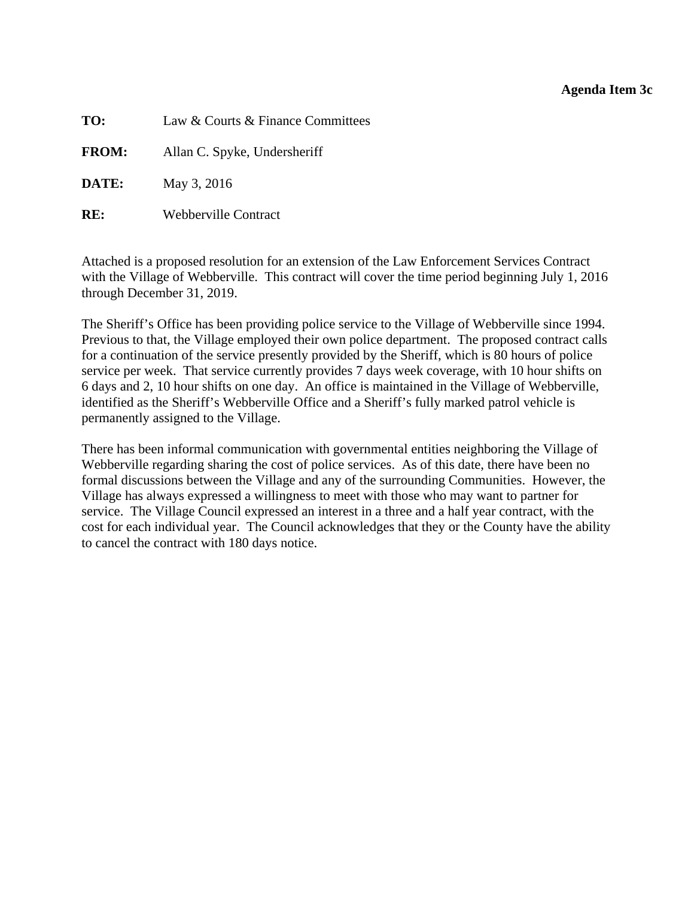**Agenda Item 3c**

**TO:** Law & Courts & Finance Committees

**FROM:** Allan C. Spyke, Undersheriff

**DATE:** May 3, 2016

**RE:** Webberville Contract

Attached is a proposed resolution for an extension of the Law Enforcement Services Contract with the Village of Webberville. This contract will cover the time period beginning July 1, 2016 through December 31, 2019.

The Sheriff's Office has been providing police service to the Village of Webberville since 1994. Previous to that, the Village employed their own police department. The proposed contract calls for a continuation of the service presently provided by the Sheriff, which is 80 hours of police service per week. That service currently provides 7 days week coverage, with 10 hour shifts on 6 days and 2, 10 hour shifts on one day. An office is maintained in the Village of Webberville, identified as the Sheriff's Webberville Office and a Sheriff's fully marked patrol vehicle is permanently assigned to the Village.

There has been informal communication with governmental entities neighboring the Village of Webberville regarding sharing the cost of police services. As of this date, there have been no formal discussions between the Village and any of the surrounding Communities. However, the Village has always expressed a willingness to meet with those who may want to partner for service. The Village Council expressed an interest in a three and a half year contract, with the cost for each individual year. The Council acknowledges that they or the County have the ability to cancel the contract with 180 days notice.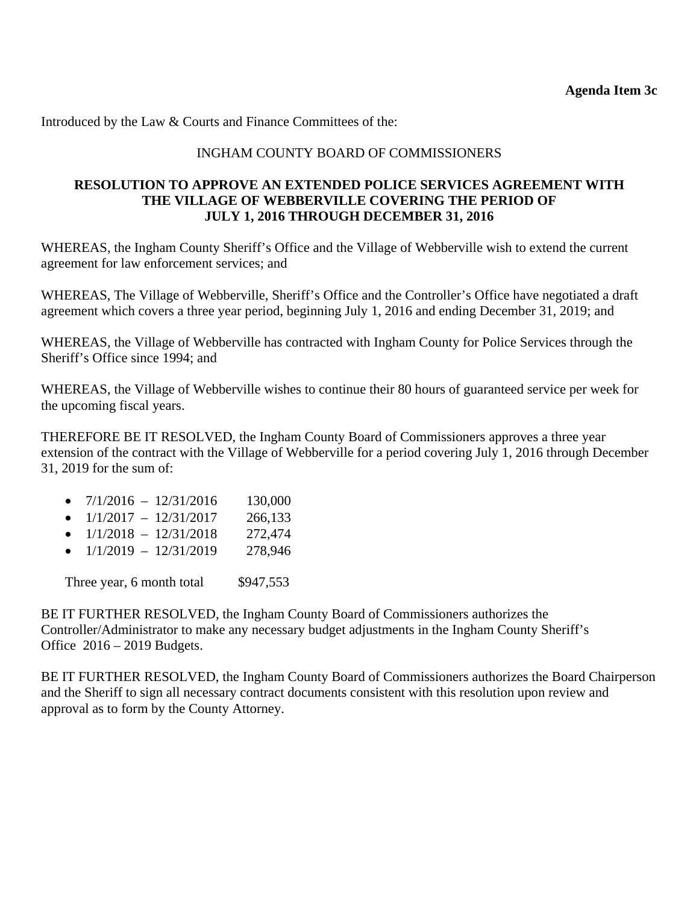**Agenda Item 3c**

Introduced by the Law & Courts and Finance Committees of the:

INGHAM COUNTY BOARD OF COMMISSIONERS

**RESOLUTION TO APPROVE AN EXTENDED POLICE SERVICES AGREEMENT WITH THE VILLAGE OF WEBBERVILLE COVERING THE PERIOD OF JULY 1, 2016 THROUGH DECEMBER 31, 2016**

WHEREAS, the Ingham County Sheriff's Office and the Village of Webberville wish to extend the current agreement for law enforcement services; and

WHEREAS, The Village of Webberville, Sheriff's Office and the Controller's Office have negotiated a draft agreement which covers a three year period, beginning July 1, 2016 and ending December 31, 2019; and

WHEREAS, the Village of Webberville has contracted with Ingham County for Police Services through the Sheriff's Office since 1994; and

WHEREAS, the Village of Webberville wishes to continue their 80 hours of guaranteed service per week for the upcoming fiscal years.

THEREFORE BE IT RESOLVED, the Ingham County Board of Commissioners approves a three year extension of the contract with the Village of Webberville for a period covering July 1, 2016 through December 31, 2019 for the sum of:

- 7/1/2016 – 12/31/2016 130,000
- 1/1/2017 – 12/31/2017 266,133
- 1/1/2018 – 12/31/2018 272,474
- 1/1/2019 – 12/31/2019 278,946

Three year, 6 month total $947,553

BE IT FURTHER RESOLVED, the Ingham County Board of Commissioners authorizes the Controller/Administrator to make any necessary budget adjustments in the Ingham County Sheriff's Office 2016 – 2019 Budgets.

BE IT FURTHER RESOLVED, the Ingham County Board of Commissioners authorizes the Board Chairperson and the Sheriff to sign all necessary contract documents consistent with this resolution upon review and approval as to form by the County Attorney.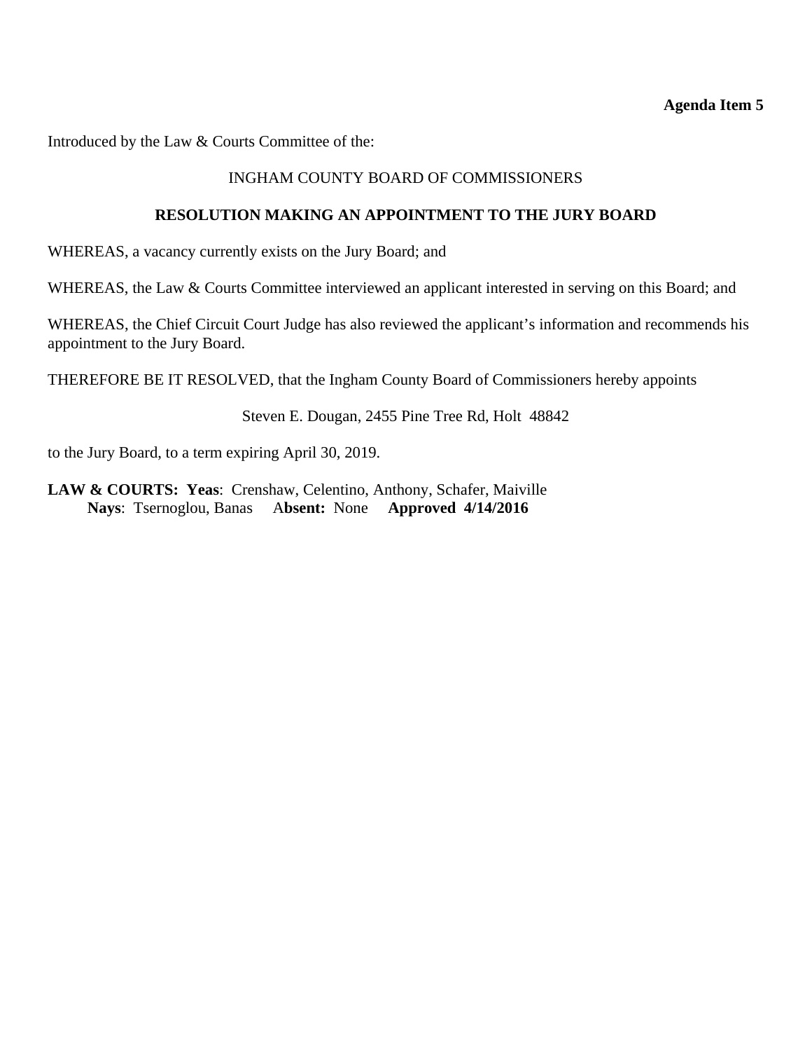**Agenda Item 5**

Introduced by the Law & Courts Committee of the:

INGHAM COUNTY BOARD OF COMMISSIONERS

**RESOLUTION MAKING AN APPOINTMENT TO THE JURY BOARD**

WHEREAS, a vacancy currently exists on the Jury Board; and

WHEREAS, the Law & Courts Committee interviewed an applicant interested in serving on this Board; and

WHEREAS, the Chief Circuit Court Judge has also reviewed the applicant's information and recommends his appointment to the Jury Board.

THEREFORE BE IT RESOLVED, that the Ingham County Board of Commissioners hereby appoints

Steven E. Dougan, 2455 Pine Tree Rd, Holt 48842

to the Jury Board, to a term expiring April 30, 2019.

**LAW & COURTS: Yeas**: Crenshaw, Celentino, Anthony, Schafer, Maiville
**Nays**: Tsernoglou, Banas **Absent:** None **Approved 4/14/2016**